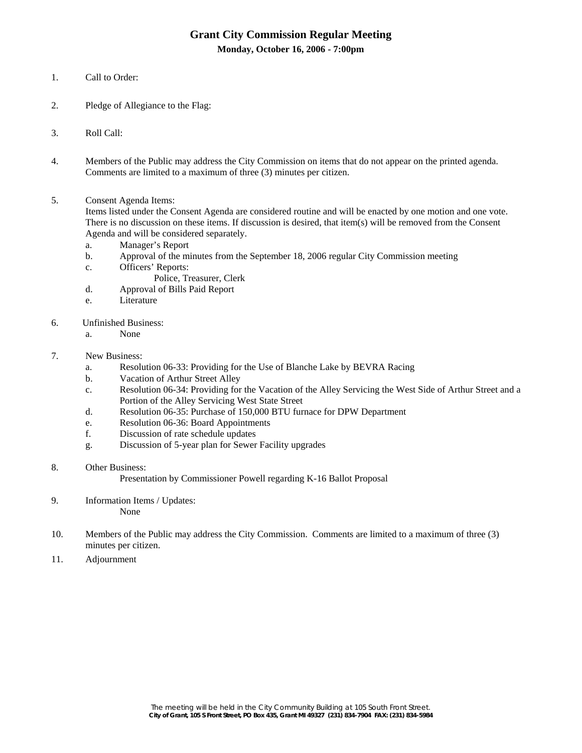# Grant City Commission Regular Meeting

**Monday, October 16, 2006 - 7:00pm**

1. Call to Order:

2. Pledge of Allegiance to the Flag:

3. Roll Call:

4. Members of the Public may address the City Commission on items that do not appear on the printed agenda. Comments are limited to a maximum of three (3) minutes per citizen.

5. Consent Agenda Items:
   Items listed under the Consent Agenda are considered routine and will be enacted by one motion and one vote. There is no discussion on these items. If discussion is desired, that item(s) will be removed from the Consent Agenda and will be considered separately.
   a. Manager's Report
   b. Approval of the minutes from the September 18, 2006 regular City Commission meeting
   c. Officers' Reports:
      Police, Treasurer, Clerk
   d. Approval of Bills Paid Report
   e. Literature

6. Unfinished Business:
   a. None

7. New Business:
   a. Resolution 06-33: Providing for the Use of Blanche Lake by BEVRA Racing
   b. Vacation of Arthur Street Alley
   c. Resolution 06-34: Providing for the Vacation of the Alley Servicing the West Side of Arthur Street and a Portion of the Alley Servicing West State Street
   d. Resolution 06-35: Purchase of 150,000 BTU furnace for DPW Department
   e. Resolution 06-36: Board Appointments
   f. Discussion of rate schedule updates
   g. Discussion of 5-year plan for Sewer Facility upgrades

8. Other Business:
   Presentation by Commissioner Powell regarding K-16 Ballot Proposal

9. Information Items / Updates:
   None

10. Members of the Public may address the City Commission. Comments are limited to a maximum of three (3) minutes per citizen.

11. Adjournment

*The meeting will be held in the City Community Building at 105 South Front Street.*

**City of Grant, 105 S Front Street, PO Box 435, Grant MI 49327 (231) 834-7904 FAX: (231) 834-5984**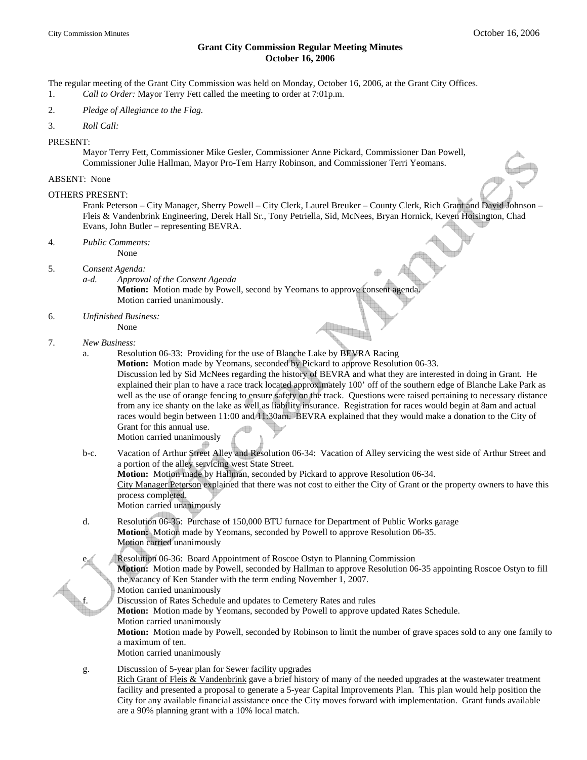# Grant City Commission Regular Meeting Minutes
## October 16, 2006

The regular meeting of the Grant City Commission was held on Monday, October 16, 2006, at the Grant City Offices.

1. *Call to Order:* Mayor Terry Fett called the meeting to order at 7:01p.m.

2. *Pledge of Allegiance to the Flag.*

3. *Roll Call:*

PRESENT:

Mayor Terry Fett, Commissioner Mike Gesler, Commissioner Anne Pickard, Commissioner Dan Powell, Commissioner Julie Hallman, Mayor Pro-Tem Harry Robinson, and Commissioner Terri Yeomans.

ABSENT: None

OTHERS PRESENT:

Frank Peterson – City Manager, Sherry Powell – City Clerk, Laurel Breuker – County Clerk, Rich Grant and David Johnson – Fleis & Vandenbrink Engineering, Derek Hall Sr., Tony Petriella, Sid, McNees, Bryan Hornick, Keven Hoisington, Chad Evans, John Butler – representing BEVRA.

4. *Public Comments:*
   None

5. C*onsent Agenda:*
   *a-d. Approval of the Consent Agenda*
   **Motion:** Motion made by Powell, second by Yeomans to approve consent agenda.
   Motion carried unanimously.

6. *Unfinished Business:*
   None

7. *New Business:*

   a. Resolution 06-33: Providing for the use of Blanche Lake by BEVRA Racing
   **Motion:** Motion made by Yeomans, seconded by Pickard to approve Resolution 06-33.
   Discussion led by Sid McNees regarding the history of BEVRA and what they are interested in doing in Grant. He explained their plan to have a race track located approximately 100' off of the southern edge of Blanche Lake Park as well as the use of orange fencing to ensure safety on the track. Questions were raised pertaining to necessary distance from any ice shanty on the lake as well as liability insurance. Registration for races would begin at 8am and actual races would begin between 11:00 and 11:30am. BEVRA explained that they would make a donation to the City of Grant for this annual use.
   Motion carried unanimously

   b-c. Vacation of Arthur Street Alley and Resolution 06-34: Vacation of Alley servicing the west side of Arthur Street and a portion of the alley servicing west State Street.
   **Motion:** Motion made by Hallman, seconded by Pickard to approve Resolution 06-34.
   City Manager Peterson explained that there was not cost to either the City of Grant or the property owners to have this process completed.
   Motion carried unanimously

   d. Resolution 06-35: Purchase of 150,000 BTU furnace for Department of Public Works garage
   **Motion:** Motion made by Yeomans, seconded by Powell to approve Resolution 06-35.
   Motion carried unanimously

   e. Resolution 06-36: Board Appointment of Roscoe Ostyn to Planning Commission
   **Motion:** Motion made by Powell, seconded by Hallman to approve Resolution 06-35 appointing Roscoe Ostyn to fill the vacancy of Ken Stander with the term ending November 1, 2007.
   Motion carried unanimously

   f. Discussion of Rates Schedule and updates to Cemetery Rates and rules
   **Motion:** Motion made by Yeomans, seconded by Powell to approve updated Rates Schedule.
   Motion carried unanimously
   **Motion:** Motion made by Powell, seconded by Robinson to limit the number of grave spaces sold to any one family to a maximum of ten.
   Motion carried unanimously

   g. Discussion of 5-year plan for Sewer facility upgrades
   Rich Grant of Fleis & Vandenbrink gave a brief history of many of the needed upgrades at the wastewater treatment facility and presented a proposal to generate a 5-year Capital Improvements Plan. This plan would help position the City for any available financial assistance once the City moves forward with implementation. Grant funds available are a 90% planning grant with a 10% local match.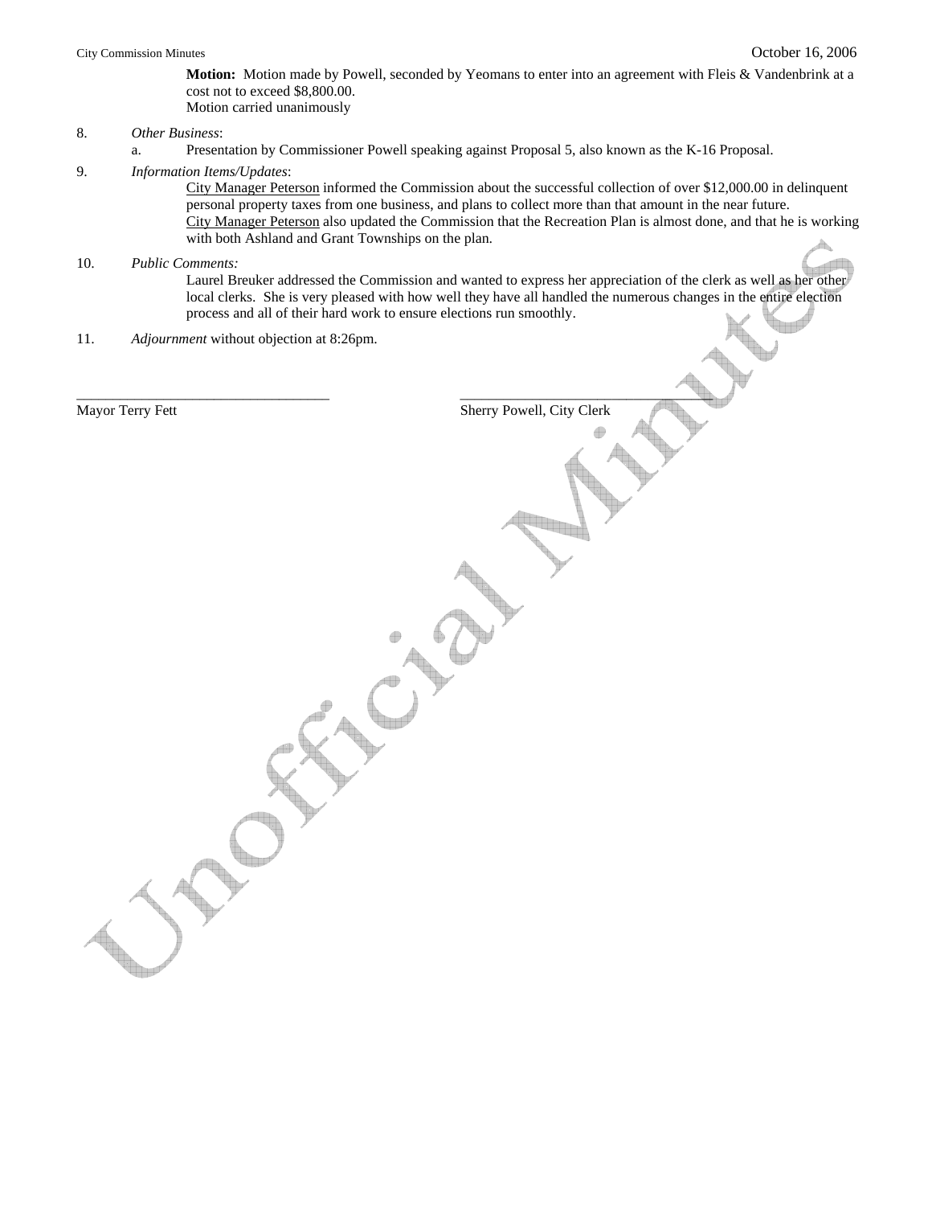**Motion:** Motion made by Powell, seconded by Yeomans to enter into an agreement with Fleis & Vandenbrink at a cost not to exceed $8,800.00.
Motion carried unanimously

8. *Other Business*:
   a. Presentation by Commissioner Powell speaking against Proposal 5, also known as the K-16 Proposal.

9. *Information Items/Updates*:
   City Manager Peterson informed the Commission about the successful collection of over $12,000.00 in delinquent personal property taxes from one business, and plans to collect more than that amount in the near future.
   City Manager Peterson also updated the Commission that the Recreation Plan is almost done, and that he is working with both Ashland and Grant Townships on the plan.

10. *Public Comments:*
    Laurel Breuker addressed the Commission and wanted to express her appreciation of the clerk as well as her other local clerks. She is very pleased with how well they have all handled the numerous changes in the entire election process and all of their hard work to ensure elections run smoothly.

11. *Adjournment* without objection at 8:26pm.

\_\_\_\_\_\_\_\_\_\_\_\_\_\_\_\_\_\_\_\_\_\_\_\_\_\_\_\_\_\_\_\_\_\_\_
Mayor Terry Fett

\_\_\_\_\_\_\_\_\_\_\_\_\_\_\_\_\_\_\_\_\_\_\_\_\_\_\_\_\_\_\_\_\_\_\_
Sherry Powell, City Clerk

Unofficial Minutes